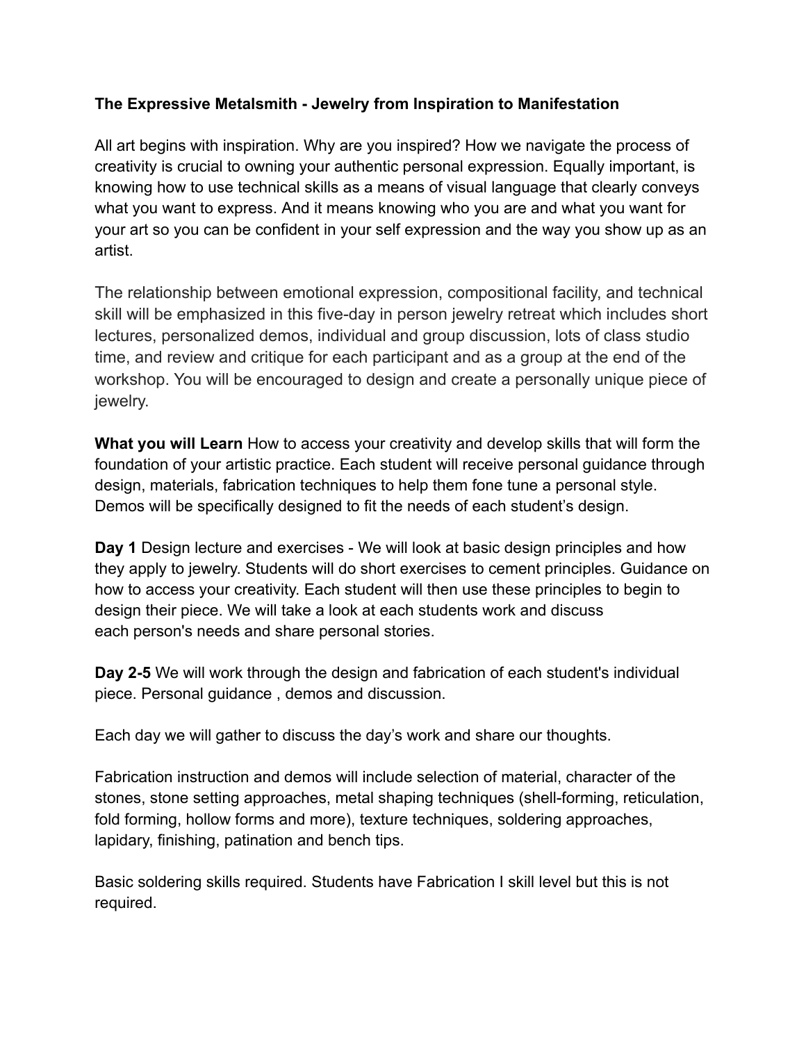**The Expressive Metalsmith - Jewelry from Inspiration to Manifestation**

All art begins with inspiration. Why are you inspired? How we navigate the process of creativity is crucial to owning your authentic personal expression. Equally important, is knowing how to use technical skills as a means of visual language that clearly conveys what you want to express. And it means knowing who you are and what you want for your art so you can be confident in your self expression and the way you show up as an artist.

The relationship between emotional expression, compositional facility, and technical skill will be emphasized in this five-day in person jewelry retreat which includes short lectures, personalized demos, individual and group discussion, lots of class studio time, and review and critique for each participant and as a group at the end of the workshop. You will be encouraged to design and create a personally unique piece of jewelry.

**What you will Learn** How to access your creativity and develop skills that will form the foundation of your artistic practice. Each student will receive personal guidance through design, materials, fabrication techniques to help them fone tune a personal style. Demos will be specifically designed to fit the needs of each student's design.

**Day 1** Design lecture and exercises - We will look at basic design principles and how they apply to jewelry. Students will do short exercises to cement principles. Guidance on how to access your creativity. Each student will then use these principles to begin to design their piece. We will take a look at each students work and discuss each person's needs and share personal stories.

**Day 2-5** We will work through the design and fabrication of each student's individual piece. Personal guidance , demos and discussion.

Each day we will gather to discuss the day's work and share our thoughts.

Fabrication instruction and demos will include selection of material, character of the stones, stone setting approaches, metal shaping techniques (shell-forming, reticulation, fold forming, hollow forms and more), texture techniques, soldering approaches, lapidary, finishing, patination and bench tips.

Basic soldering skills required. Students have Fabrication I skill level but this is not required.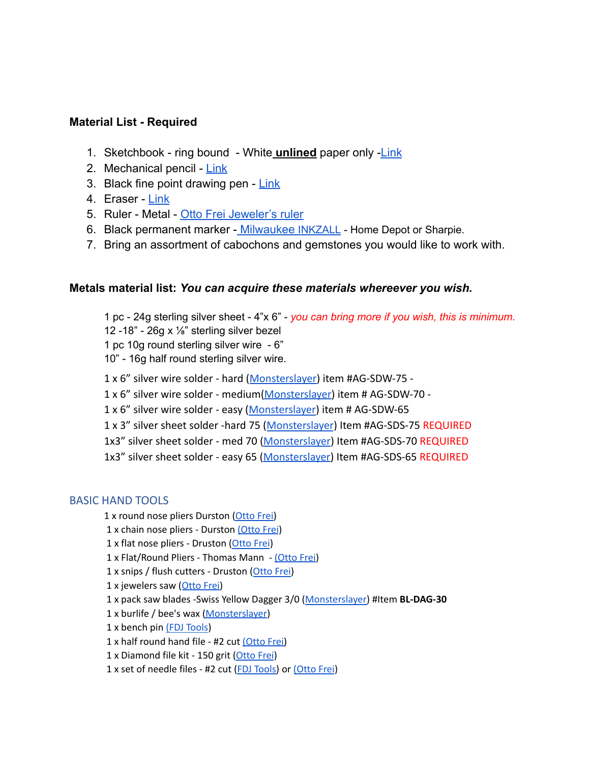**Material List - Required**

1. Sketchbook - ring bound - White **unlined** paper only -Link
2. Mechanical pencil - Link
3. Black fine point drawing pen - Link
4. Eraser - Link
5. Ruler - Metal - Otto Frei Jeweler's ruler
6. Black permanent marker - Milwaukee INKZALL - Home Depot or Sharpie.
7. Bring an assortment of cabochons and gemstones you would like to work with.

**Metals material list:** ***You can acquire these materials whereever you wish.***

1 pc - 24g sterling silver sheet - 4"x 6" - *you can bring more if you wish, this is minimum.*
12 -18" - 26g x ⅛" sterling silver bezel
1 pc 10g round sterling silver wire - 6"
10" - 16g half round sterling silver wire.

1 x 6" silver wire solder - hard (Monsterslayer) item #AG-SDW-75 -
1 x 6" silver wire solder - medium(Monsterslayer) item # AG-SDW-70 -
1 x 6" silver wire solder - easy (Monsterslayer) item # AG-SDW-65
1 x 3" silver sheet solder -hard 75 (Monsterslayer) Item #AG-SDS-75 REQUIRED
1x3" silver sheet solder - med 70 (Monsterslayer) Item #AG-SDS-70 REQUIRED
1x3" silver sheet solder - easy 65 (Monsterslayer) Item #AG-SDS-65 REQUIRED

BASIC HAND TOOLS

1 x round nose pliers Durston (Otto Frei)
1 x chain nose pliers - Durston (Otto Frei)
1 x flat nose pliers - Druston (Otto Frei)
1 x Flat/Round Pliers - Thomas Mann - (Otto Frei)
1 x snips / flush cutters - Druston (Otto Frei)
1 x jewelers saw (Otto Frei)
1 x pack saw blades -Swiss Yellow Dagger 3/0 (Monsterslayer) #Item **BL-DAG-30**
1 x burlife / bee's wax (Monsterslayer)
1 x bench pin (FDJ Tools)
1 x half round hand file - #2 cut (Otto Frei)
1 x Diamond file kit - 150 grit (Otto Frei)
1 x set of needle files - #2 cut (FDJ Tools) or (Otto Frei)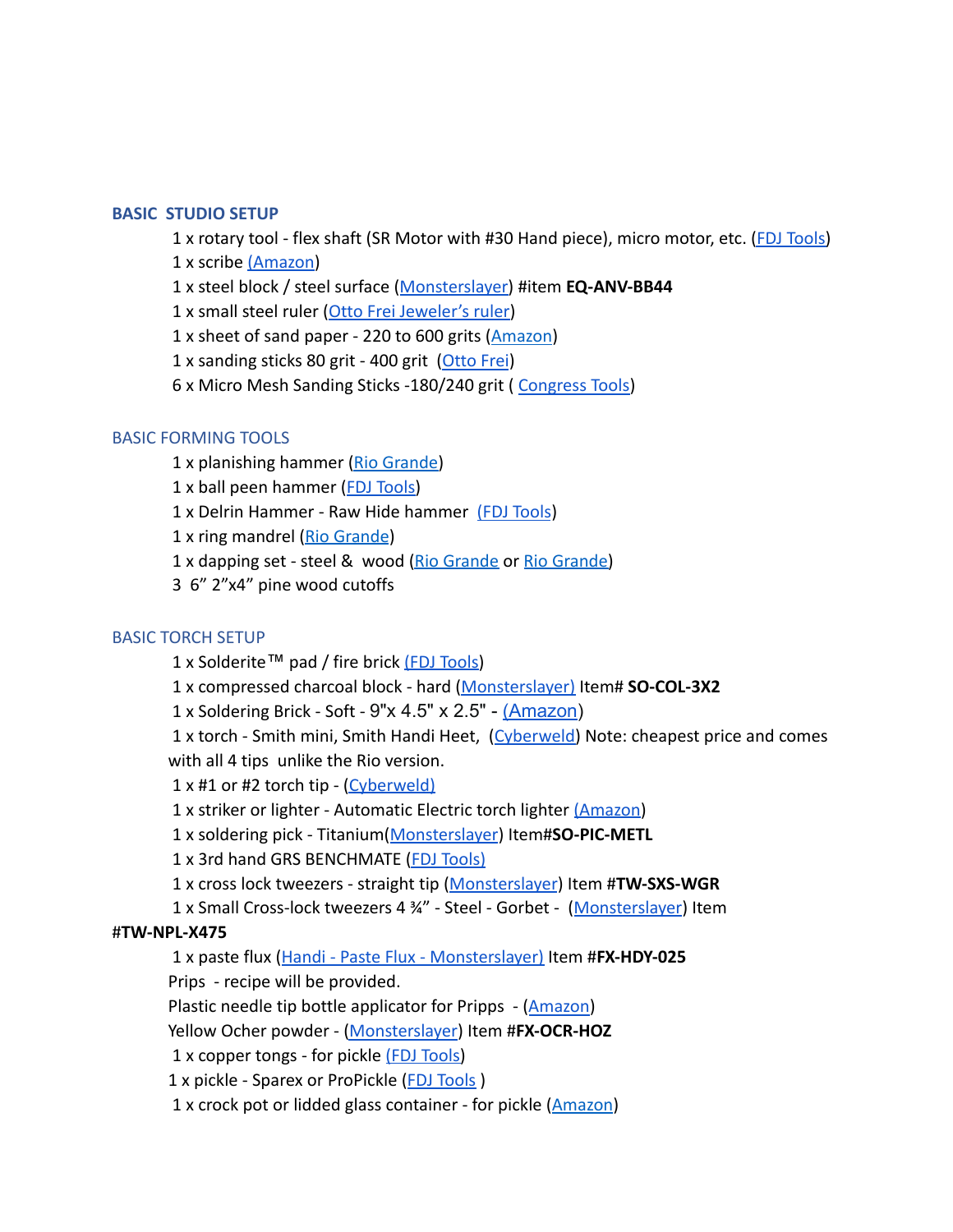## BASIC STUDIO SETUP

- 1 x rotary tool - flex shaft (SR Motor with #30 Hand piece), micro motor, etc. (FDJ Tools)
- 1 x scribe (Amazon)
- 1 x steel block / steel surface (Monsterslayer) #item **EQ-ANV-BB44**
- 1 x small steel ruler (Otto Frei Jeweler's ruler)
- 1 x sheet of sand paper - 220 to 600 grits (Amazon)
- 1 x sanding sticks 80 grit - 400 grit (Otto Frei)
- 6 x Micro Mesh Sanding Sticks -180/240 grit ( Congress Tools)

## BASIC FORMING TOOLS

- 1 x planishing hammer (Rio Grande)
- 1 x ball peen hammer (FDJ Tools)
- 1 x Delrin Hammer - Raw Hide hammer (FDJ Tools)
- 1 x ring mandrel (Rio Grande)
- 1 x dapping set - steel & wood (Rio Grande or Rio Grande)
- 3 6" 2"x4" pine wood cutoffs

## BASIC TORCH SETUP

- 1 x Solderite™ pad / fire brick (FDJ Tools)
- 1 x compressed charcoal block - hard (Monsterslayer) Item# **SO-COL-3X2**
- 1 x Soldering Brick - Soft - 9"x 4.5" x 2.5" - (Amazon)
- 1 x torch - Smith mini, Smith Handi Heet, (Cyberweld) Note: cheapest price and comes with all 4 tips unlike the Rio version.
- 1 x #1 or #2 torch tip - (Cyberweld)
- 1 x striker or lighter - Automatic Electric torch lighter (Amazon)
- 1 x soldering pick - Titanium(Monsterslayer) Item#**SO-PIC-METL**
- 1 x 3rd hand GRS BENCHMATE (FDJ Tools)
- 1 x cross lock tweezers - straight tip (Monsterslayer) Item #**TW-SXS-WGR**
- 1 x Small Cross-lock tweezers 4 ¾" - Steel - Gorbet - (Monsterslayer) Item #**TW-NPL-X475**
- 1 x paste flux (Handi - Paste Flux - Monsterslayer) Item #**FX-HDY-025**
- Prips - recipe will be provided.
- Plastic needle tip bottle applicator for Pripps - (Amazon)
- Yellow Ocher powder - (Monsterslayer) Item #**FX-OCR-HOZ**
- 1 x copper tongs - for pickle (FDJ Tools)
- 1 x pickle - Sparex or ProPickle (FDJ Tools )
- 1 x crock pot or lidded glass container - for pickle (Amazon)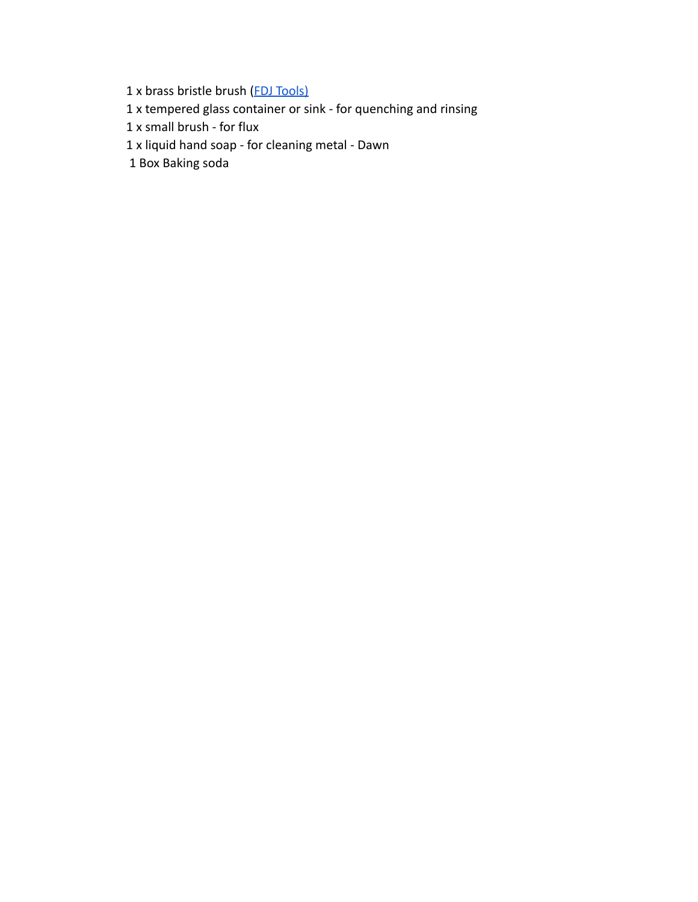1 x brass bristle brush (FDJ Tools)
1 x tempered glass container or sink - for quenching and rinsing
1 x small brush - for flux
1 x liquid hand soap - for cleaning metal - Dawn
1 Box Baking soda